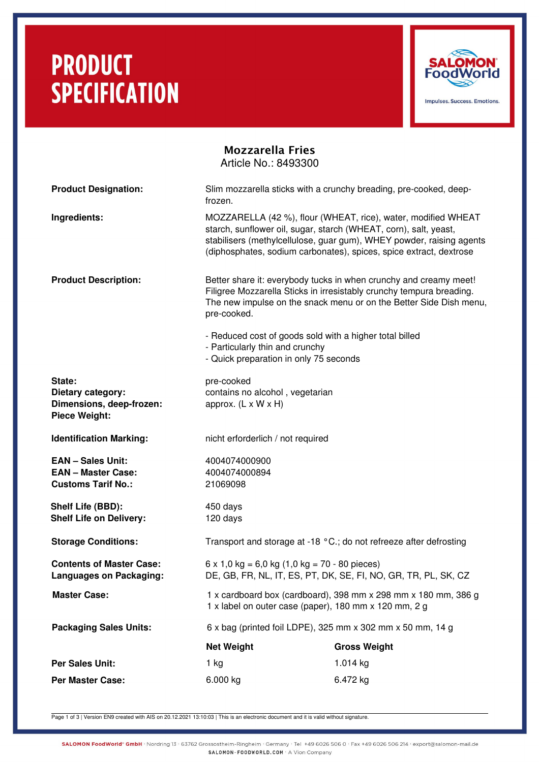# PRODUCT SPECIFICATION

SALOMON FoodWorld
Impulses. Success. Emotions.

## Mozzarella Fries

Article No.: 8493300

**Product Designation:** Slim mozzarella sticks with a crunchy breading, pre-cooked, deep-frozen.

**Ingredients:** MOZZARELLA (42 %), flour (WHEAT, rice), water, modified WHEAT starch, sunflower oil, sugar, starch (WHEAT, corn), salt, yeast, stabilisers (methylcellulose, guar gum), WHEY powder, raising agents (diphosphates, sodium carbonates), spices, spice extract, dextrose

**Product Description:** Better share it: everybody tucks in when crunchy and creamy meet! Filigree Mozzarella Sticks in irresistably crunchy tempura breading. The new impulse on the snack menu or on the Better Side Dish menu, pre-cooked.

- Reduced cost of goods sold with a higher total billed
- Particularly thin and crunchy
- Quick preparation in only 75 seconds

**State:** pre-cooked
**Dietary category:** contains no alcohol , vegetarian
**Dimensions, deep-frozen:** approx. (L x W x H)
**Piece Weight:**

**Identification Marking:** nicht erforderlich / not required

**EAN – Sales Unit:** 4004074000900
**EAN – Master Case:** 4004074000894
**Customs Tarif No.:** 21069098

**Shelf Life (BBD):** 450 days
**Shelf Life on Delivery:** 120 days

**Storage Conditions:** Transport and storage at -18 °C.; do not refreeze after defrosting

**Contents of Master Case:** 6 x 1,0 kg = 6,0 kg (1,0 kg = 70 - 80 pieces)
**Languages on Packaging:** DE, GB, FR, NL, IT, ES, PT, DK, SE, FI, NO, GR, TR, PL, SK, CZ

**Master Case:** 1 x cardboard box (cardboard), 398 mm x 298 mm x 180 mm, 386 g
1 x label on outer case (paper), 180 mm x 120 mm, 2 g

**Packaging Sales Units:** 6 x bag (printed foil LDPE), 325 mm x 302 mm x 50 mm, 14 g

| | Net Weight | Gross Weight |
|---|---|---|
| **Per Sales Unit:** | 1 kg | 1.014 kg |
| **Per Master Case:** | 6.000 kg | 6.472 kg |

Version EN9 created with AIS on 20.12.2021 13:10:03 | This is an electronic document and it is valid without signature.

SALOMON FoodWorld® GmbH · Nordring 13 · 63762 Grossostheim-Ringheim · Germany · Tel +49 6026 506 0 · Fax +49 6026 506 214 · export@salomon-mail.de
SALOMON-FOODWORLD.COM · A Vion Company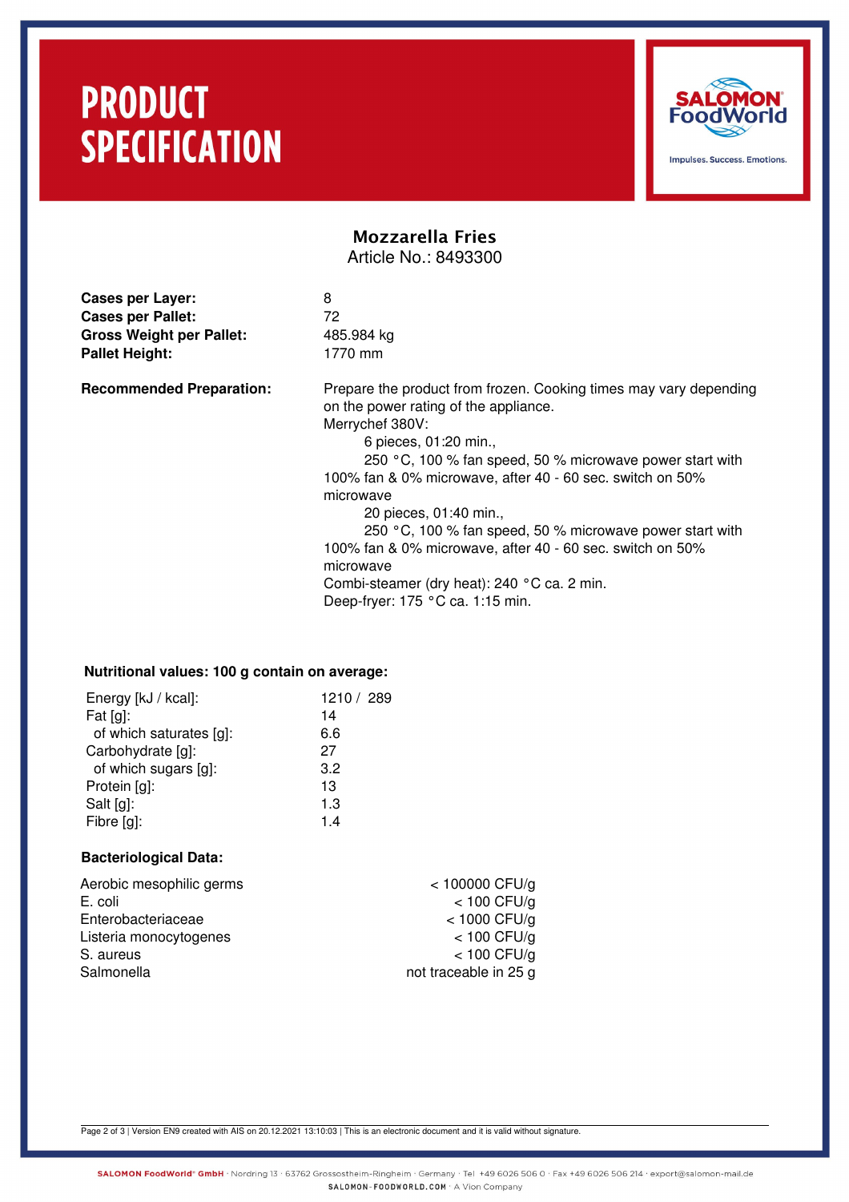# PRODUCT SPECIFICATION

SALOMON FoodWorld
Impulses. Success. Emotions.

## Mozzarella Fries

Article No.: 8493300

| | |
|---|---|
| **Cases per Layer:** | 8 |
| **Cases per Pallet:** | 72 |
| **Gross Weight per Pallet:** | 485.984 kg |
| **Pallet Height:** | 1770 mm |

**Recommended Preparation:**

Prepare the product from frozen. Cooking times may vary depending on the power rating of the appliance.

Merrychef 380V:

6 pieces, 01:20 min.,
250 °C, 100 % fan speed, 50 % microwave power start with 100% fan & 0% microwave, after 40 - 60 sec. switch on 50% microwave

20 pieces, 01:40 min.,
250 °C, 100 % fan speed, 50 % microwave power start with 100% fan & 0% microwave, after 40 - 60 sec. switch on 50% microwave

Combi-steamer (dry heat): 240 °C ca. 2 min.

Deep-fryer: 175 °C ca. 1:15 min.

### Nutritional values: 100 g contain on average:

| | |
|---|---|
| Energy [kJ / kcal]: | 1210 / 289 |
| Fat [g]: | 14 |
| of which saturates [g]: | 6.6 |
| Carbohydrate [g]: | 27 |
| of which sugars [g]: | 3.2 |
| Protein [g]: | 13 |
| Salt [g]: | 1.3 |
| Fibre [g]: | 1.4 |

### Bacteriological Data:

| | |
|---|---|
| Aerobic mesophilic germs | < 100000 CFU/g |
| E. coli | < 100 CFU/g |
| Enterobacteriaceae | < 1000 CFU/g |
| Listeria monocytogenes | < 100 CFU/g |
| S. aureus | < 100 CFU/g |
| Salmonella | not traceable in 25 g |

Version EN9 created with AIS on 20.12.2021 13:10:03 | This is an electronic document and it is valid without signature.

SALOMON FoodWorld® GmbH · Nordring 13 · 63762 Grossostheim-Ringheim · Germany · Tel +49 6026 506 0 · Fax +49 6026 506 214 · export@salomon-mail.de
SALOMON-FOODWORLD.COM · A Vion Company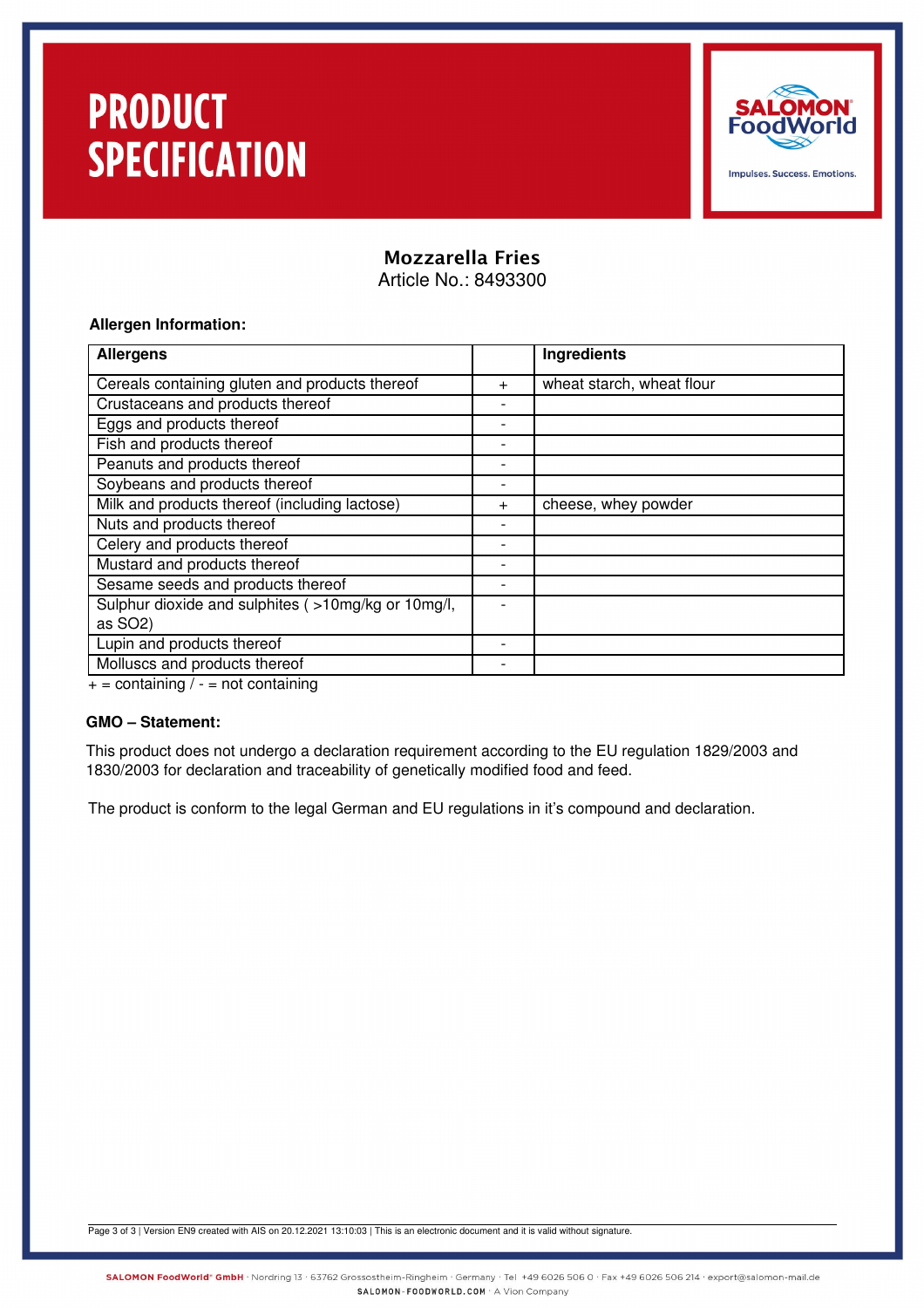# PRODUCT SPECIFICATION

SALOMON FoodWorld

Impulses. Success. Emotions.

## Mozzarella Fries

Article No.: 8493300

**Allergen Information:**

| Allergens | | Ingredients |
|---|---|---|
| Cereals containing gluten and products thereof | + | wheat starch, wheat flour |
| Crustaceans and products thereof | - | |
| Eggs and products thereof | - | |
| Fish and products thereof | - | |
| Peanuts and products thereof | - | |
| Soybeans and products thereof | - | |
| Milk and products thereof (including lactose) | + | cheese, whey powder |
| Nuts and products thereof | - | |
| Celery and products thereof | - | |
| Mustard and products thereof | - | |
| Sesame seeds and products thereof | - | |
| Sulphur dioxide and sulphites ( >10mg/kg or 10mg/l, as SO2) | - | |
| Lupin and products thereof | - | |
| Molluscs and products thereof | - | |

+ = containing / - = not containing

**GMO – Statement:**

This product does not undergo a declaration requirement according to the EU regulation 1829/2003 and 1830/2003 for declaration and traceability of genetically modified food and feed.

The product is conform to the legal German and EU regulations in it's compound and declaration.

Page 3 of 3 | Version EN9 created with AIS on 20.12.2021 13:10:03 | This is an electronic document and it is valid without signature.

SALOMON FoodWorld® GmbH · Nordring 13 · 63762 Grossostheim-Ringheim · Germany · Tel +49 6026 506 0 · Fax +49 6026 506 214 · export@salomon-mail.de
SALOMON-FOODWORLD.COM · A Vion Company